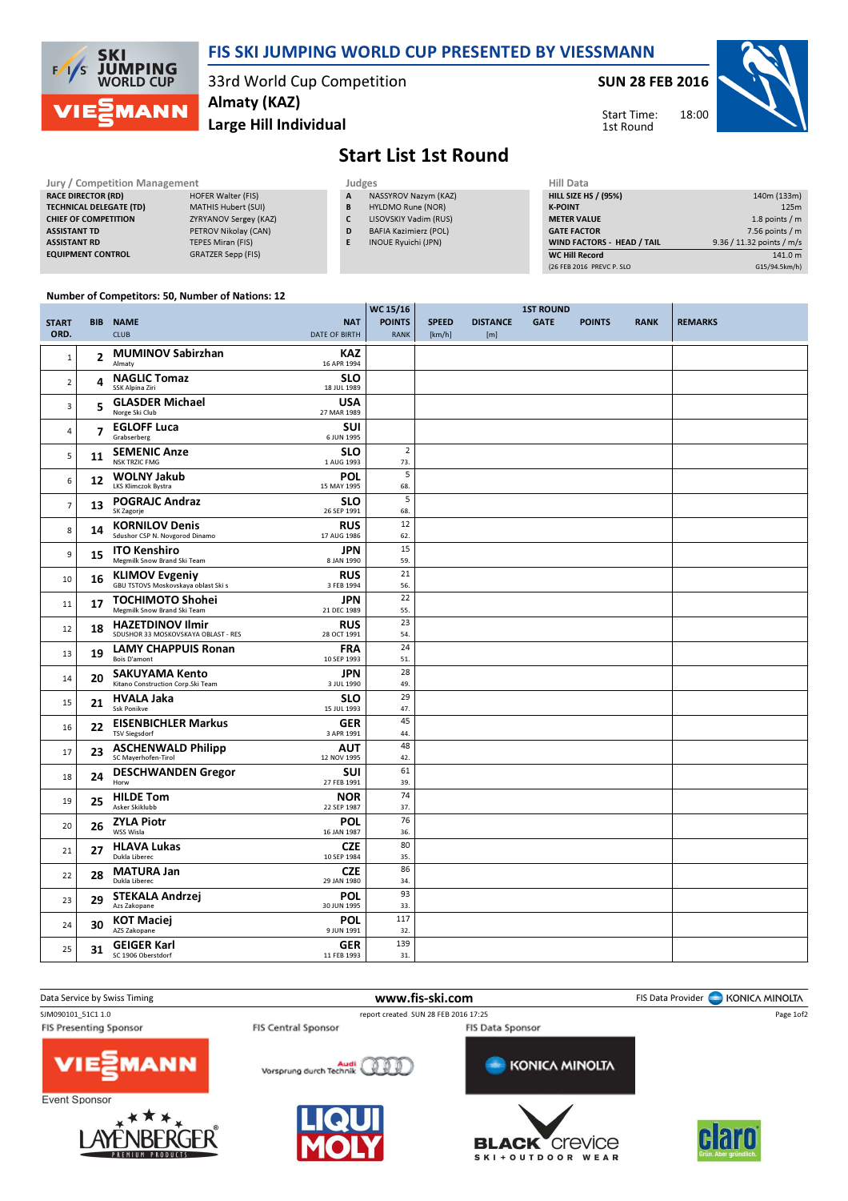# FIS SKI JUMPING WORLD CUP PRESENTED BY VIESSMANN

33rd World Cup Competition
Almaty (KAZ)
Large Hill Individual

**SUN 28 FEB 2016**

Start Time: 18:00
1st Round

## Start List 1st Round

| Jury / Competition Management | |
|---|---|
| **RACE DIRECTOR (RD)** | HOFER Walter (FIS) |
| **TECHNICAL DELEGATE (TD)** | MATHIS Hubert (SUI) |
| **CHIEF OF COMPETITION** | ZYRYANOV Sergey (KAZ) |
| **ASSISTANT TD** | PETROV Nikolay (CAN) |
| **ASSISTANT RD** | TEPES Miran (FIS) |
| **EQUIPMENT CONTROL** | GRATZER Sepp (FIS) |

| Judges | |
|---|---|
| **A** | NASSYROV Nazym (KAZ) |
| **B** | HYLDMO Rune (NOR) |
| **C** | LISOVSKIY Vadim (RUS) |
| **D** | BAFIA Kazimierz (POL) |
| **E** | INOUE Ryuichi (JPN) |

| Hill Data | |
|---|---|
| **HILL SIZE HS / (95%)** | 140m (133m) |
| **K-POINT** | 125m |
| **METER VALUE** | 1.8 points / m |
| **GATE FACTOR** | 7.56 points / m |
| **WIND FACTORS - HEAD / TAIL** | 9.36 / 11.32 points / m/s |
| **WC Hill Record** | 141.0 m |
| (26 FEB 2016 PREVC P. SLO | G15/94.5km/h) |

Number of Competitors: 50, Number of Nations: 12

| START ORD. | BIB | NAME / CLUB | NAT / DATE OF BIRTH | WC 15/16 POINTS / RANK | SPEED [km/h] | DISTANCE [m] | GATE | POINTS | RANK | REMARKS |
|---|---|---|---|---|---|---|---|---|---|---|
| 1 | 2 | **MUMINOV Sabirzhan** Almaty | **KAZ** 16 APR 1994 | | | | | | | |
| 2 | 4 | **NAGLIC Tomaz** SSK Alpina Ziri | **SLO** 18 JUL 1989 | | | | | | | |
| 3 | 5 | **GLASDER Michael** Norge Ski Club | **USA** 27 MAR 1989 | | | | | | | |
| 4 | 7 | **EGLOFF Luca** Grabserberg | **SUI** 6 JUN 1995 | | | | | | | |
| 5 | 11 | **SEMENIC Anze** NSK TRZIC FMG | **SLO** 1 AUG 1993 | 2 / 73. | | | | | | |
| 6 | 12 | **WOLNY Jakub** LKS Klimczok Bystra | **POL** 15 MAY 1995 | 5 / 68. | | | | | | |
| 7 | 13 | **POGRAJC Andraz** SK Zagorje | **SLO** 26 SEP 1991 | 5 / 68. | | | | | | |
| 8 | 14 | **KORNILOV Denis** Sdushor CSP N. Novgorod Dinamo | **RUS** 17 AUG 1986 | 12 / 62. | | | | | | |
| 9 | 15 | **ITO Kenshiro** Megmilk Snow Brand Ski Team | **JPN** 8 JAN 1990 | 15 / 59. | | | | | | |
| 10 | 16 | **KLIMOV Evgeniy** GBU TSTOVS Moskovskaya oblast Ski s | **RUS** 3 FEB 1994 | 21 / 56. | | | | | | |
| 11 | 17 | **TOCHIMOTO Shohei** Megmilk Snow Brand Ski Team | **JPN** 21 DEC 1989 | 22 / 55. | | | | | | |
| 12 | 18 | **HAZETDINOV Ilmir** SDUSHOR 33 MOSKOVSKAYA OBLAST - RES | **RUS** 28 OCT 1991 | 23 / 54. | | | | | | |
| 13 | 19 | **LAMY CHAPPUIS Ronan** Bois D'amont | **FRA** 10 SEP 1993 | 24 / 51. | | | | | | |
| 14 | 20 | **SAKUYAMA Kento** Kitano Construction Corp.Ski Team | **JPN** 3 JUL 1990 | 28 / 49. | | | | | | |
| 15 | 21 | **HVALA Jaka** Ssk Ponikve | **SLO** 15 JUL 1993 | 29 / 47. | | | | | | |
| 16 | 22 | **EISENBICHLER Markus** TSV Siegsdorf | **GER** 3 APR 1991 | 45 / 44. | | | | | | |
| 17 | 23 | **ASCHENWALD Philipp** SC Mayerhofen-Tirol | **AUT** 12 NOV 1995 | 48 / 42. | | | | | | |
| 18 | 24 | **DESCHWANDEN Gregor** Horw | **SUI** 27 FEB 1991 | 61 / 39. | | | | | | |
| 19 | 25 | **HILDE Tom** Asker Skiklubb | **NOR** 22 SEP 1987 | 74 / 37. | | | | | | |
| 20 | 26 | **ZYLA Piotr** WSS Wisla | **POL** 16 JAN 1987 | 76 / 36. | | | | | | |
| 21 | 27 | **HLAVA Lukas** Dukla Liberec | **CZE** 10 SEP 1984 | 80 / 35. | | | | | | |
| 22 | 28 | **MATURA Jan** Dukla Liberec | **CZE** 29 JAN 1980 | 86 / 34. | | | | | | |
| 23 | 29 | **STEKALA Andrzej** Azs Zakopane | **POL** 30 JUN 1995 | 93 / 33. | | | | | | |
| 24 | 30 | **KOT Maciej** AZS Zakopane | **POL** 9 JUN 1991 | 117 / 32. | | | | | | |
| 25 | 31 | **GEIGER Karl** SC 1906 Oberstdorf | **GER** 11 FEB 1993 | 139 / 31. | | | | | | |

Data Service by Swiss Timing — www.fis-ski.com — FIS Data Provider KONICA MINOLTA

SJM090101_51C1 1.0 — report created SUN 28 FEB 2016 17:25

FIS Presenting Sponsor: VIESSMANN — FIS Central Sponsor: Audi Vorsprung durch Technik — FIS Data Sponsor: KONICA MINOLTA

Event Sponsor: LAYENBERGER PREMIUM PRODUCTS, LIQUI MOLY, BLACK crevice SKI + OUTDOOR WEAR, claro Grün. Aber gründlich.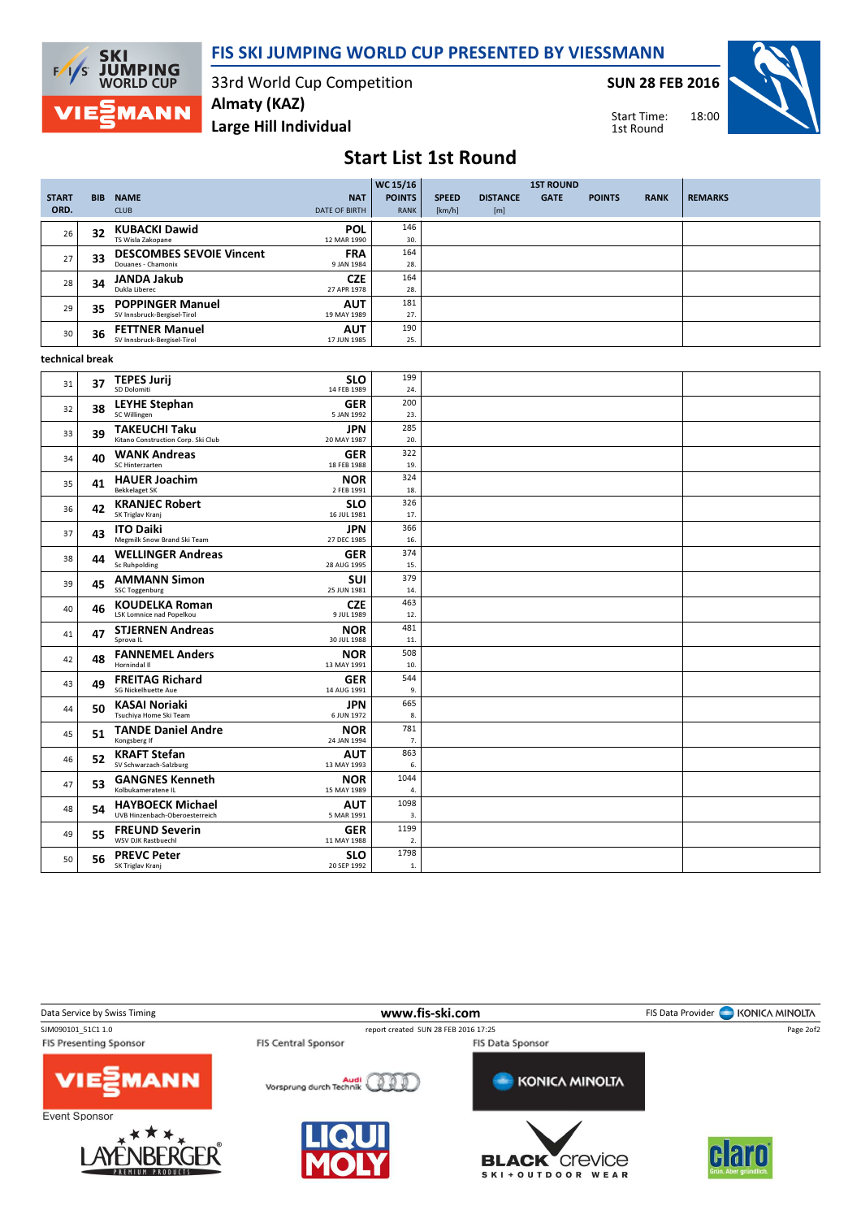# FIS SKI JUMPING WORLD CUP PRESENTED BY VIESSMANN

33rd World Cup Competition
Almaty (KAZ)
Large Hill Individual

SUN 28 FEB 2016

Start Time: 18:00
1st Round

## Start List 1st Round

| START ORD. | BIB | NAME / CLUB | NAT / DATE OF BIRTH | WC 15/16 POINTS / RANK | SPEED [km/h] | DISTANCE [m] | GATE | POINTS | RANK | REMARKS |
|---|---|---|---|---|---|---|---|---|---|---|
| 26 | 32 | **KUBACKI Dawid** TS Wisla Zakopane | **POL** 12 MAR 1990 | 146 30. | | | | | | |
| 27 | 33 | **DESCOMBES SEVOIE Vincent** Douanes - Chamonix | **FRA** 9 JAN 1984 | 164 28. | | | | | | |
| 28 | 34 | **JANDA Jakub** Dukla Liberec | **CZE** 27 APR 1978 | 164 28. | | | | | | |
| 29 | 35 | **POPPINGER Manuel** SV Innsbruck-Bergisel-Tirol | **AUT** 19 MAY 1989 | 181 27. | | | | | | |
| 30 | 36 | **FETTNER Manuel** SV Innsbruck-Bergisel-Tirol | **AUT** 17 JUN 1985 | 190 25. | | | | | | |
| technical break | | | | | | | | | | |
| 31 | 37 | **TEPES Jurij** SD Dolomiti | **SLO** 14 FEB 1989 | 199 24. | | | | | | |
| 32 | 38 | **LEYHE Stephan** SC Willingen | **GER** 5 JAN 1992 | 200 23. | | | | | | |
| 33 | 39 | **TAKEUCHI Taku** Kitano Construction Corp. Ski Club | **JPN** 20 MAY 1987 | 285 20. | | | | | | |
| 34 | 40 | **WANK Andreas** SC Hinterzarten | **GER** 18 FEB 1988 | 322 19. | | | | | | |
| 35 | 41 | **HAUER Joachim** Bekkelaget SK | **NOR** 2 FEB 1991 | 324 18. | | | | | | |
| 36 | 42 | **KRANJEC Robert** SK Triglav Kranj | **SLO** 16 JUL 1981 | 326 17. | | | | | | |
| 37 | 43 | **ITO Daiki** Megmilk Snow Brand Ski Team | **JPN** 27 DEC 1985 | 366 16. | | | | | | |
| 38 | 44 | **WELLINGER Andreas** Sc Ruhpolding | **GER** 28 AUG 1995 | 374 15. | | | | | | |
| 39 | 45 | **AMMANN Simon** SSC Toggenburg | **SUI** 25 JUN 1981 | 379 14. | | | | | | |
| 40 | 46 | **KOUDELKA Roman** LSK Lomnice nad Popelkou | **CZE** 9 JUL 1989 | 463 12. | | | | | | |
| 41 | 47 | **STJERNEN Andreas** Sprova IL | **NOR** 30 JUL 1988 | 481 11. | | | | | | |
| 42 | 48 | **FANNEMEL Anders** Hornindal Il | **NOR** 13 MAY 1991 | 508 10. | | | | | | |
| 43 | 49 | **FREITAG Richard** SG Nickelhuette Aue | **GER** 14 AUG 1991 | 544 9. | | | | | | |
| 44 | 50 | **KASAI Noriaki** Tsuchiya Home Ski Team | **JPN** 6 JUN 1972 | 665 8. | | | | | | |
| 45 | 51 | **TANDE Daniel Andre** Kongsberg If | **NOR** 24 JAN 1994 | 781 7. | | | | | | |
| 46 | 52 | **KRAFT Stefan** SV Schwarzach-Salzburg | **AUT** 13 MAY 1993 | 863 6. | | | | | | |
| 47 | 53 | **GANGNES Kenneth** Kolbukameratene IL | **NOR** 15 MAY 1989 | 1044 4. | | | | | | |
| 48 | 54 | **HAYBOECK Michael** UVB Hinzenbach-Oberoesterreich | **AUT** 5 MAR 1991 | 1098 3. | | | | | | |
| 49 | 55 | **FREUND Severin** WSV DJK Rastbuechl | **GER** 11 MAY 1988 | 1199 2. | | | | | | |
| 50 | 56 | **PREVC Peter** SK Triglav Kranj | **SLO** 20 SEP 1992 | 1798 1. | | | | | | |

Data Service by Swiss Timing | www.fis-ski.com | FIS Data Provider KONICA MINOLTA

SJM090101_51C1 1.0 | report created SUN 28 FEB 2016 17:25

FIS Presenting Sponsor | FIS Central Sponsor | FIS Data Sponsor | Event Sponsor